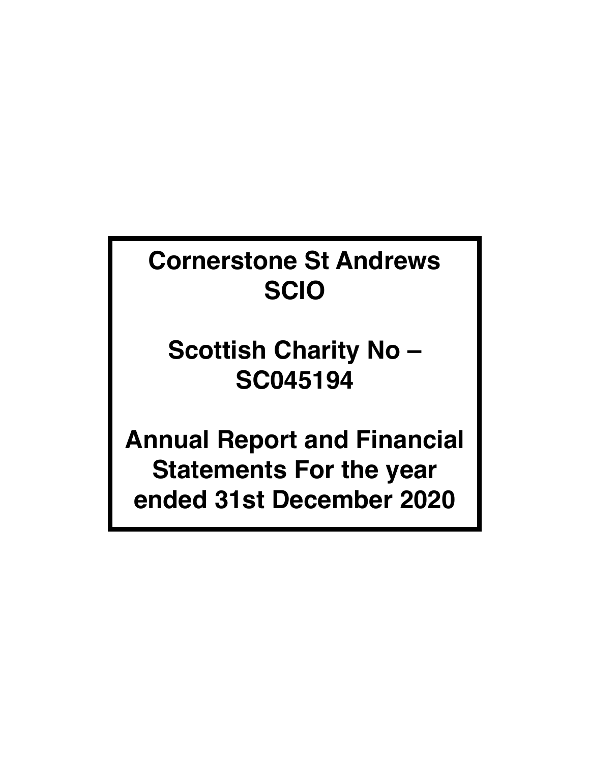# Cornerstone St Andrews SCIO

# Scottish Charity No – SC045194

# Annual Report and Financial Statements For the year ended 31st December 2020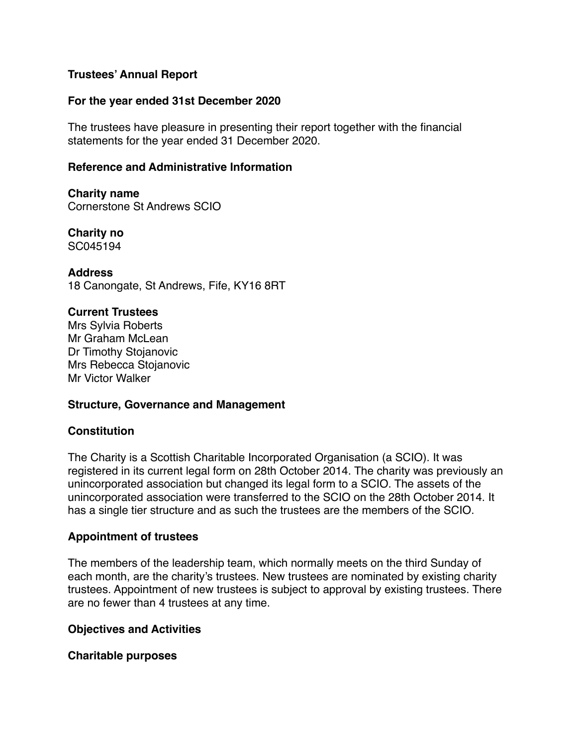# Trustees' Annual Report

## For the year ended 31st December 2020

The trustees have pleasure in presenting their report together with the financial statements for the year ended 31 December 2020.

## Reference and Administrative Information

**Charity name**
Cornerstone St Andrews SCIO

**Charity no**
SC045194

**Address**
18 Canongate, St Andrews, Fife, KY16 8RT

**Current Trustees**
Mrs Sylvia Roberts
Mr Graham McLean
Dr Timothy Stojanovic
Mrs Rebecca Stojanovic
Mr Victor Walker

## Structure, Governance and Management

### Constitution

The Charity is a Scottish Charitable Incorporated Organisation (a SCIO). It was registered in its current legal form on 28th October 2014. The charity was previously an unincorporated association but changed its legal form to a SCIO. The assets of the unincorporated association were transferred to the SCIO on the 28th October 2014. It has a single tier structure and as such the trustees are the members of the SCIO.

### Appointment of trustees

The members of the leadership team, which normally meets on the third Sunday of each month, are the charity's trustees. New trustees are nominated by existing charity trustees. Appointment of new trustees is subject to approval by existing trustees. There are no fewer than 4 trustees at any time.

## Objectives and Activities

### Charitable purposes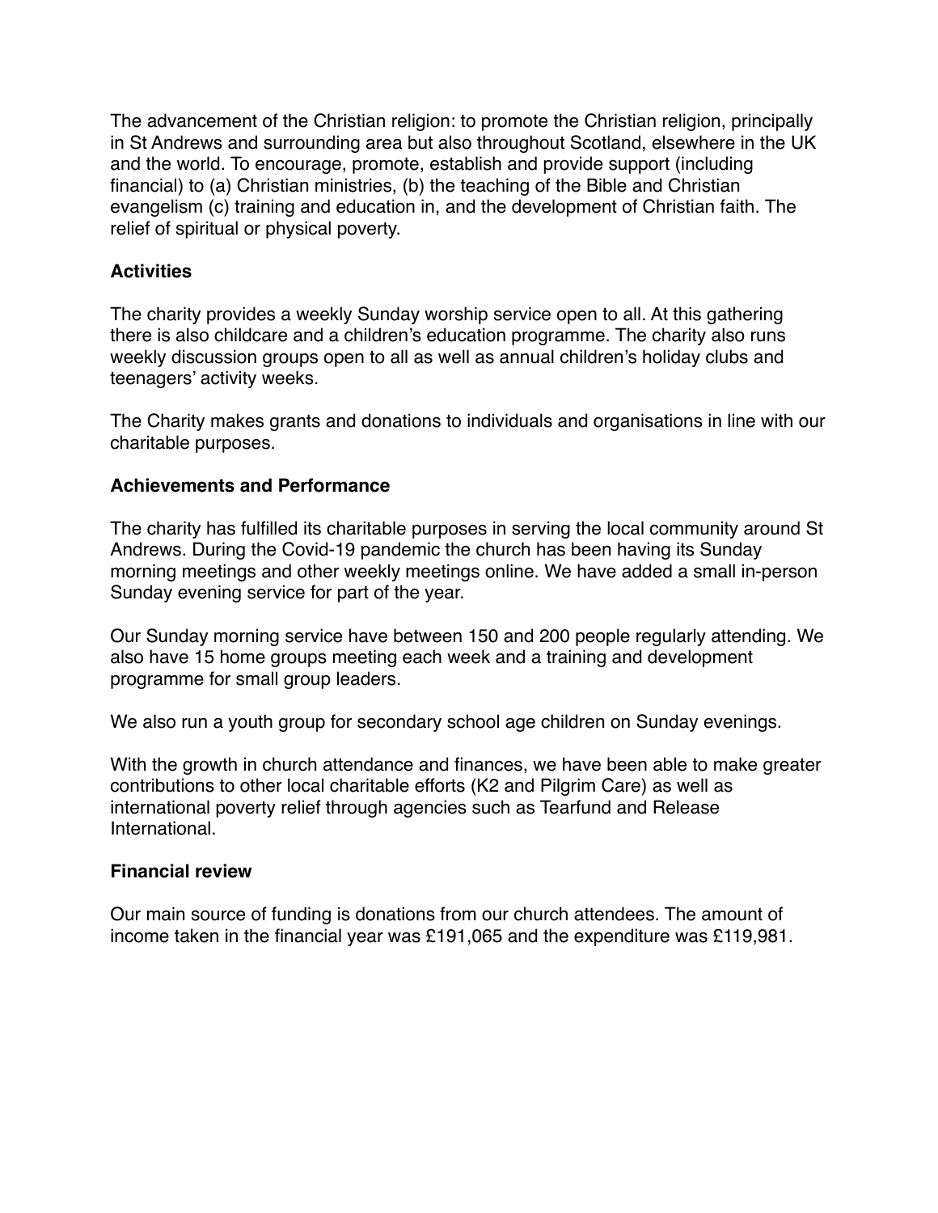The advancement of the Christian religion: to promote the Christian religion, principally in St Andrews and surrounding area but also throughout Scotland, elsewhere in the UK and the world. To encourage, promote, establish and provide support (including financial) to (a) Christian ministries, (b) the teaching of the Bible and Christian evangelism (c) training and education in, and the development of Christian faith. The relief of spiritual or physical poverty.

**Activities**

The charity provides a weekly Sunday worship service open to all. At this gathering there is also childcare and a children's education programme. The charity also runs weekly discussion groups open to all as well as annual children's holiday clubs and teenagers' activity weeks.

The Charity makes grants and donations to individuals and organisations in line with our charitable purposes.

**Achievements and Performance**

The charity has fulfilled its charitable purposes in serving the local community around St Andrews. During the Covid-19 pandemic the church has been having its Sunday morning meetings and other weekly meetings online. We have added a small in-person Sunday evening service for part of the year.

Our Sunday morning service have between 150 and 200 people regularly attending. We also have 15 home groups meeting each week and a training and development programme for small group leaders.

We also run a youth group for secondary school age children on Sunday evenings.

With the growth in church attendance and finances, we have been able to make greater contributions to other local charitable efforts (K2 and Pilgrim Care) as well as international poverty relief through agencies such as Tearfund and Release International.

**Financial review**

Our main source of funding is donations from our church attendees. The amount of income taken in the financial year was £191,065 and the expenditure was £119,981.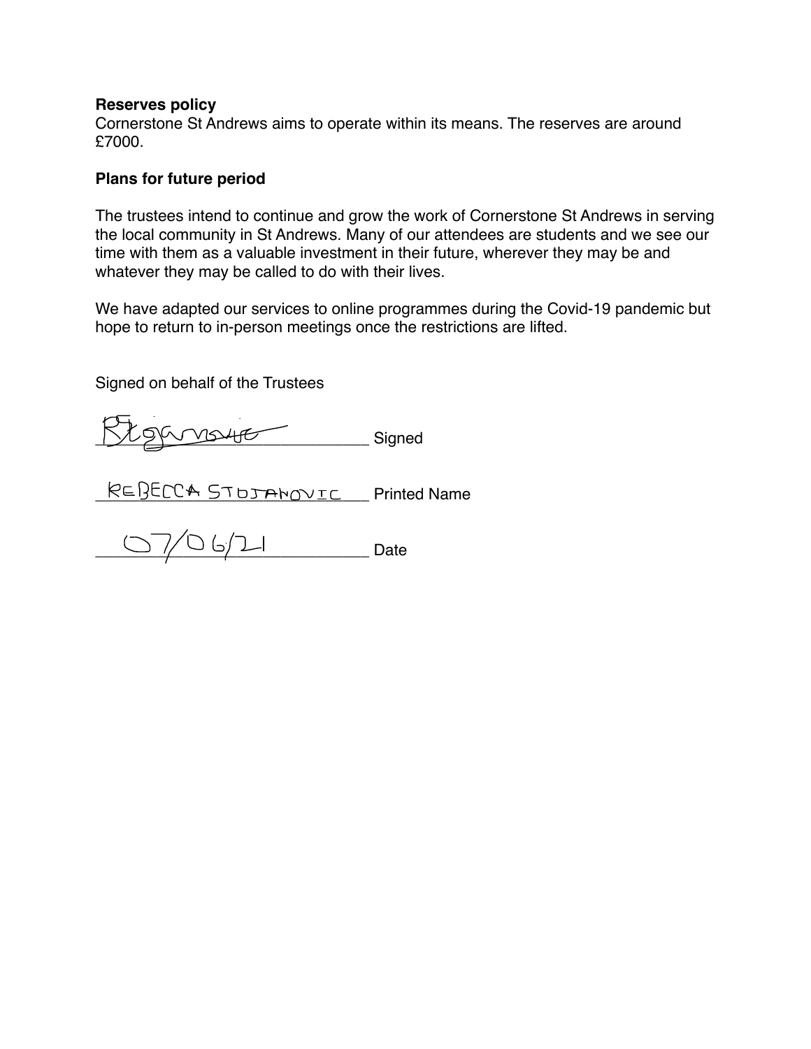**Reserves policy**
Cornerstone St Andrews aims to operate within its means. The reserves are around £7000.

**Plans for future period**

The trustees intend to continue and grow the work of Cornerstone St Andrews in serving the local community in St Andrews. Many of our attendees are students and we see our time with them as a valuable investment in their future, wherever they may be and whatever they may be called to do with their lives.

We have adapted our services to online programmes during the Covid-19 pandemic but hope to return to in-person meetings once the restrictions are lifted.

Signed on behalf of the Trustees

\_\_\_\_\_\_\_\_\_\_\_\_\_\_\_\_\_\_\_\_\_\_\_\_\_\_\_\_ Signed

REBECCA STOJANOVIC \_\_\_\_\_\_\_\_ Printed Name

07/06/21 \_\_\_\_\_\_\_\_\_\_\_\_\_\_\_\_\_\_\_\_ Date